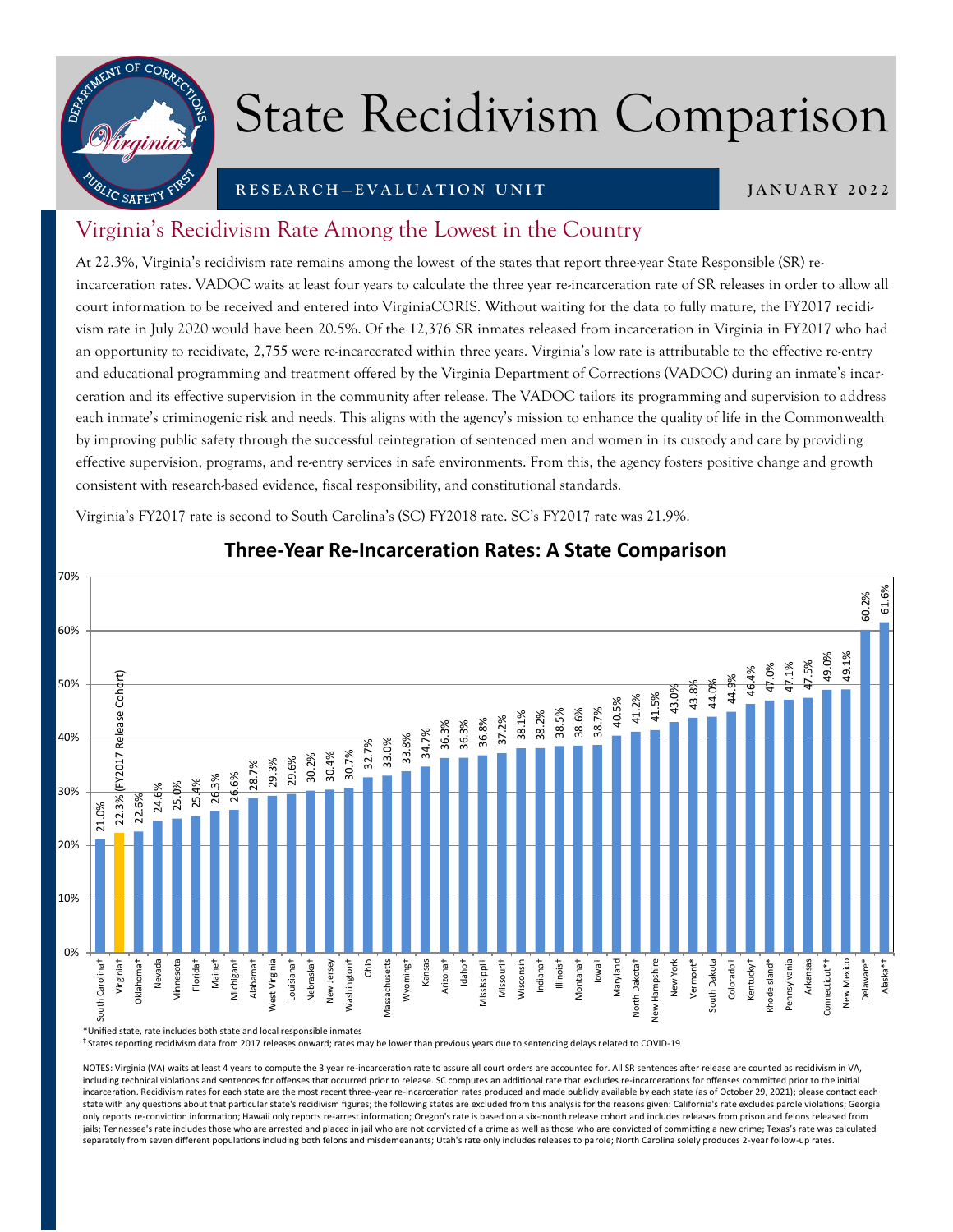# State Recidivism Comparison

**RESEARCH—EVALUATION UNIT** | **JANUARY 2022**

## Virginia's Recidivism Rate Among the Lowest in the Country

At 22.3%, Virginia's recidivism rate remains among the lowest of the states that report three-year State Responsible (SR) re-incarceration rates. VADOC waits at least four years to calculate the three year re-incarceration rate of SR releases in order to allow all court information to be received and entered into VirginiaCORIS. Without waiting for the data to fully mature, the FY2017 recidivism rate in July 2020 would have been 20.5%. Of the 12,376 SR inmates released from incarceration in Virginia in FY2017 who had an opportunity to recidivate, 2,755 were re-incarcerated within three years. Virginia's low rate is attributable to the effective re-entry and educational programming and treatment offered by the Virginia Department of Corrections (VADOC) during an inmate's incarceration and its effective supervision in the community after release. The VADOC tailors its programming and supervision to address each inmate's criminogenic risk and needs. This aligns with the agency's mission to enhance the quality of life in the Commonwealth by improving public safety through the successful reintegration of sentenced men and women in its custody and care by providing effective supervision, programs, and re-entry services in safe environments. From this, the agency fosters positive change and growth consistent with research-based evidence, fiscal responsibility, and constitutional standards.

Virginia's FY2017 rate is second to South Carolina's (SC) FY2018 rate. SC's FY2017 rate was 21.9%.

### Three-Year Re-Incarceration Rates: A State Comparison

| State | Rate |
|---|---|
| South Carolina† | 21.0% |
| Virginia† | 22.3% (FY2017 Release Cohort) |
| Oklahoma† | 22.6% |
| Nevada | 24.6% |
| Minnesota | 25.0% |
| Florida† | 25.4% |
| Maine† | 26.3% |
| Michigan† | 26.6% |
| Alabama† | 28.7% |
| West Virginia | 29.3% |
| Louisiana† | 29.6% |
| Nebraska† | 30.2% |
| New Jersey | 30.4% |
| Washington† | 30.7% |
| Ohio | 32.7% |
| Massachusetts | 33.0% |
| Wyoming† | 33.8% |
| Kansas | 34.7% |
| Arizona† | 36.3% |
| Idaho† | 36.3% |
| Mississippi† | 36.8% |
| Missouri† | 37.2% |
| Wisconsin | 38.1% |
| Indiana† | 38.2% |
| Illinois† | 38.5% |
| Montana† | 38.6% |
| Iowa† | 38.7% |
| Maryland | 40.5% |
| North Dakota† | 41.2% |
| New Hampshire | 41.5% |
| New York | 43.0% |
| Vermont* | 43.8% |
| South Dakota | 44.0% |
| Colorado† | 44.9% |
| Kentucky† | 46.4% |
| RhodeIsland* | 47.0% |
| Pennsylvania | 47.1% |
| Arkansas | 47.5% |
| Connecticut*† | 49.0% |
| New Mexico | 49.1% |
| Delaware* | 60.2% |
| Alaska*† | 61.6% |

*Unified state, rate includes both state and local responsible inmates

† States reporting recidivism data from 2017 releases onward; rates may be lower than previous years due to sentencing delays related to COVID-19

NOTES: Virginia (VA) waits at least 4 years to compute the 3 year re-incarceration rate to assure all court orders are accounted for. All SR sentences after release are counted as recidivism in VA, including technical violations and sentences for offenses that occurred prior to release. SC computes an additional rate that excludes re-incarcerations for offenses committed prior to the initial incarceration. Recidivism rates for each state are the most recent three-year re-incarceration rates produced and made publicly available by each state (as of October 29, 2021); please contact each state with any questions about that particular state's recidivism figures; the following states are excluded from this analysis for the reasons given: California's rate excludes parole violations; Georgia only reports re-conviction information; Hawaii only reports re-arrest information; Oregon's rate is based on a six-month release cohort and includes releases from prison and felons released from jails; Tennessee's rate includes those who are arrested and placed in jail who are not convicted of a crime as well as those who are convicted of committing a new crime; Texas's rate was calculated separately from seven different populations including both felons and misdemeanants; Utah's rate only includes releases to parole; North Carolina solely produces 2-year follow-up rates.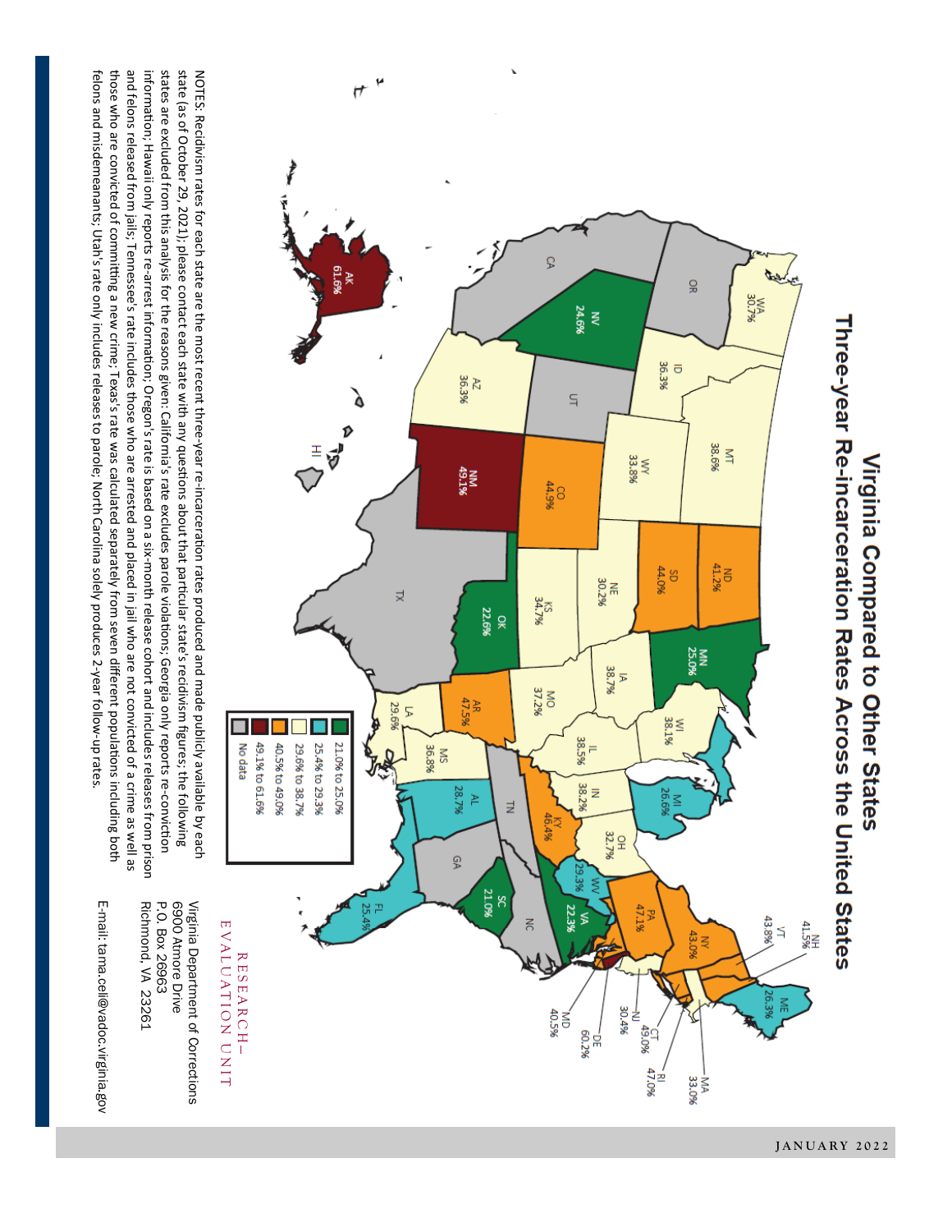# Virginia Compared to Other States

## Three-year Re-incarceration Rates Across the United States

WA 30.7%
OR
CA
NV 24.6%
ID 36.3%
MT 38.6%
WY 33.8%
UT
AZ 36.3%
CO 44.9%
NM 49.1%
ND 41.2%
SD 44.0%
NE 30.2%
KS 34.7%
OK 22.6%
TX
MN 25.0%
IA 38.7%
MO 37.2%
AR 47.5%
LA 29.6%
WI 38.1%
IL 38.5%
MS 36.8%
MI 26.6%
IN 38.2%
KY 46.4%
TN
AL 28.7%
GA
FL 25.4%
OH 32.7%
WV 29.3%
VA 22.3%
NC
SC 21.0%
PA 47.1%
NY 43.0%
VT 43.8%
NH 41.5%
ME 26.3%
MA 33.0%
RI 47.0%
CT 49.0%
NJ 30.4%
DE 60.2%
MD 40.5%
AK 61.6%
HI

21.0% to 25.0%
25.4% to 29.3%
29.6% to 38.7%
40.5% to 49.0%
49.1% to 61.6%
No data

NOTES: Recidivism rates for each state are the most recent three-year re-incarceration rates produced and made publicly available by each state (as of October 29, 2021); please contact each state with any questions about that particular state's recidivism figures; the following states are excluded from this analysis for the reasons given: California's rate excludes parole violations; Georgia only reports re-conviction information; Hawaii only reports re-arrest information; Oregon's rate is based on a six-month release cohort and includes releases from prison and felons released from jails; Tennessee's rate includes those who are arrested and placed in jail who are not convicted of a crime as well as those who are convicted of committing a new crime; Texas's rate was calculated separately from seven different populations including both felons and misdemeanants; Utah's rate only includes releases to parole; North Carolina solely produces 2-year follow-up rates.

RESEARCH—
EVALUATION UNIT

Virginia Department of Corrections
6900 Atmore Drive
P.O. Box 26963
Richmond, VA 23261

E-mail: tama.celi@vadoc.virginia.gov

JANUARY 2022